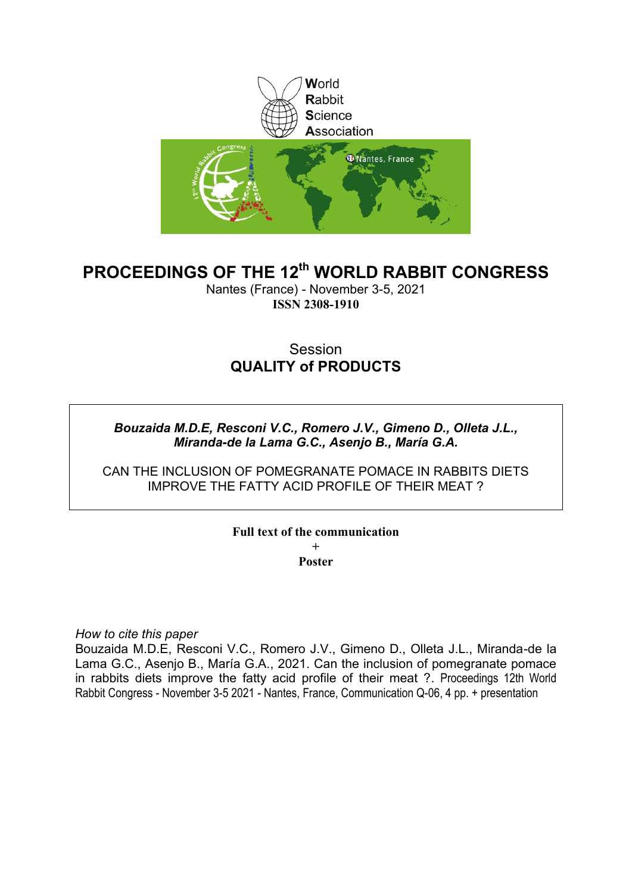World
Rabbit
Science
Association

# PROCEEDINGS OF THE 12th WORLD RABBIT CONGRESS

Nantes (France) - November 3-5, 2021

**ISSN 2308-1910**

Session

## QUALITY of PRODUCTS

***Bouzaida M.D.E, Resconi V.C., Romero J.V., Gimeno D., Olleta J.L., Miranda-de la Lama G.C., Asenjo B., María G.A.***

CAN THE INCLUSION OF POMEGRANATE POMACE IN RABBITS DIETS IMPROVE THE FATTY ACID PROFILE OF THEIR MEAT ?

**Full text of the communication**
+
**Poster**

*How to cite this paper*

Bouzaida M.D.E, Resconi V.C., Romero J.V., Gimeno D., Olleta J.L., Miranda-de la Lama G.C., Asenjo B., María G.A., 2021. Can the inclusion of pomegranate pomace in rabbits diets improve the fatty acid profile of their meat ?. Proceedings 12th World Rabbit Congress - November 3-5 2021 - Nantes, France, Communication Q-06, 4 pp. + presentation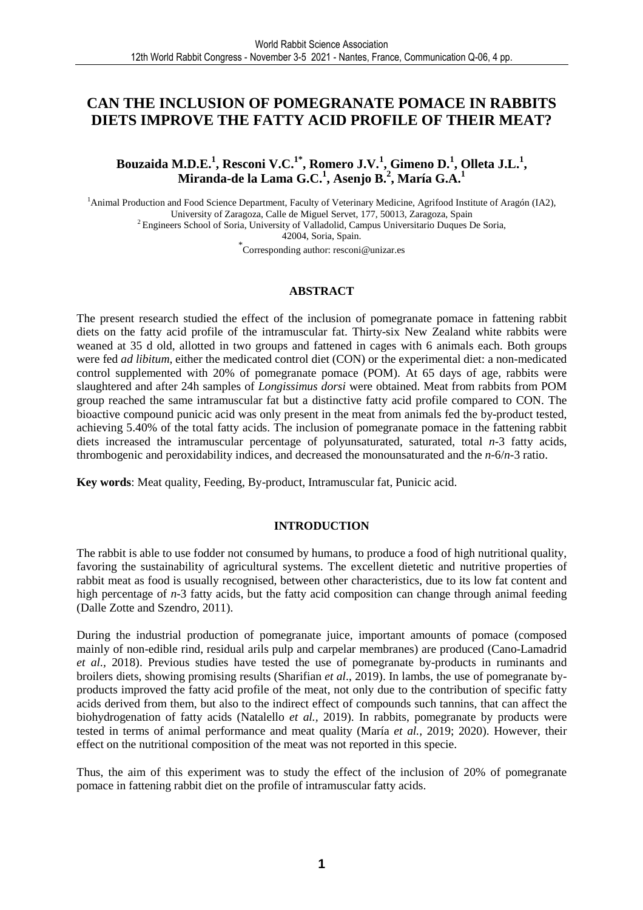# CAN THE INCLUSION OF POMEGRANATE POMACE IN RABBITS DIETS IMPROVE THE FATTY ACID PROFILE OF THEIR MEAT?

**Bouzaida M.D.E.[1], Resconi V.C.[1*], Romero J.V.[1], Gimeno D.[1], Olleta J.L.[1], Miranda-de la Lama G.C.[1], Asenjo B.[2], María G.A.[1]**

[1]Animal Production and Food Science Department, Faculty of Veterinary Medicine, Agrifood Institute of Aragón (IA2), University of Zaragoza, Calle de Miguel Servet, 177, 50013, Zaragoza, Spain
[2]Engineers School of Soria, University of Valladolid, Campus Universitario Duques De Soria, 42004, Soria, Spain.
[*]Corresponding author: resconi@unizar.es

## ABSTRACT

The present research studied the effect of the inclusion of pomegranate pomace in fattening rabbit diets on the fatty acid profile of the intramuscular fat. Thirty-six New Zealand white rabbits were weaned at 35 d old, allotted in two groups and fattened in cages with 6 animals each. Both groups were fed *ad libitum*, either the medicated control diet (CON) or the experimental diet: a non-medicated control supplemented with 20% of pomegranate pomace (POM). At 65 days of age, rabbits were slaughtered and after 24h samples of *Longissimus dorsi* were obtained. Meat from rabbits from POM group reached the same intramuscular fat but a distinctive fatty acid profile compared to CON. The bioactive compound punicic acid was only present in the meat from animals fed the by-product tested, achieving 5.40% of the total fatty acids. The inclusion of pomegranate pomace in the fattening rabbit diets increased the intramuscular percentage of polyunsaturated, saturated, total *n*-3 fatty acids, thrombogenic and peroxidability indices, and decreased the monounsaturated and the *n*-6/*n*-3 ratio.

**Key words**: Meat quality, Feeding, By-product, Intramuscular fat, Punicic acid.

## INTRODUCTION

The rabbit is able to use fodder not consumed by humans, to produce a food of high nutritional quality, favoring the sustainability of agricultural systems. The excellent dietetic and nutritive properties of rabbit meat as food is usually recognised, between other characteristics, due to its low fat content and high percentage of *n*-3 fatty acids, but the fatty acid composition can change through animal feeding (Dalle Zotte and Szendro, 2011).

During the industrial production of pomegranate juice, important amounts of pomace (composed mainly of non-edible rind, residual arils pulp and carpelar membranes) are produced (Cano-Lamadrid *et al.*, 2018). Previous studies have tested the use of pomegranate by-products in ruminants and broilers diets, showing promising results (Sharifian *et al*., 2019). In lambs, the use of pomegranate by-products improved the fatty acid profile of the meat, not only due to the contribution of specific fatty acids derived from them, but also to the indirect effect of compounds such tannins, that can affect the biohydrogenation of fatty acids (Natalello *et al.*, 2019). In rabbits, pomegranate by products were tested in terms of animal performance and meat quality (María *et al.,* 2019; 2020). However, their effect on the nutritional composition of the meat was not reported in this specie.

Thus, the aim of this experiment was to study the effect of the inclusion of 20% of pomegranate pomace in fattening rabbit diet on the profile of intramuscular fatty acids.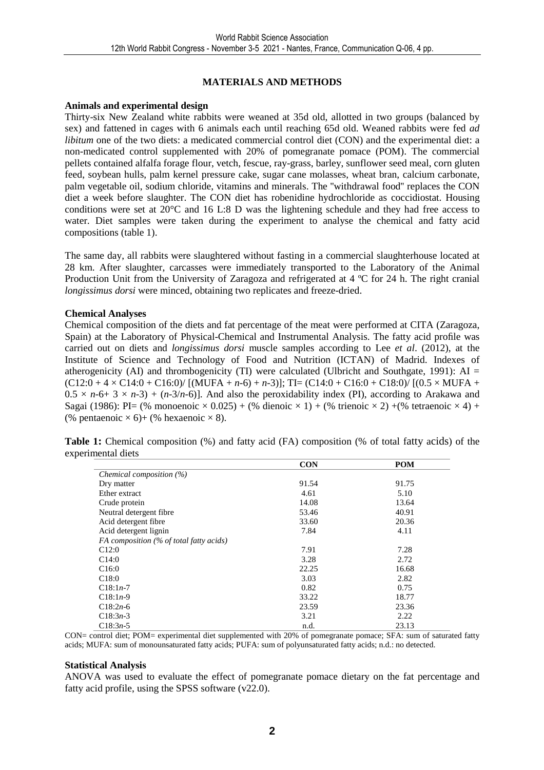## MATERIALS AND METHODS

### Animals and experimental design

Thirty-six New Zealand white rabbits were weaned at 35d old, allotted in two groups (balanced by sex) and fattened in cages with 6 animals each until reaching 65d old. Weaned rabbits were fed *ad libitum* one of the two diets: a medicated commercial control diet (CON) and the experimental diet: a non-medicated control supplemented with 20% of pomegranate pomace (POM). The commercial pellets contained alfalfa forage flour, vetch, fescue, ray-grass, barley, sunflower seed meal, corn gluten feed, soybean hulls, palm kernel pressure cake, sugar cane molasses, wheat bran, calcium carbonate, palm vegetable oil, sodium chloride, vitamins and minerals. The "withdrawal food" replaces the CON diet a week before slaughter. The CON diet has robenidine hydrochloride as coccidiostat. Housing conditions were set at 20°C and 16 L:8 D was the lightening schedule and they had free access to water. Diet samples were taken during the experiment to analyse the chemical and fatty acid compositions (table 1).

The same day, all rabbits were slaughtered without fasting in a commercial slaughterhouse located at 28 km. After slaughter, carcasses were immediately transported to the Laboratory of the Animal Production Unit from the University of Zaragoza and refrigerated at 4 ºC for 24 h. The right cranial *longissimus dorsi* were minced, obtaining two replicates and freeze-dried.

### Chemical Analyses

Chemical composition of the diets and fat percentage of the meat were performed at CITA (Zaragoza, Spain) at the Laboratory of Physical-Chemical and Instrumental Analysis. The fatty acid profile was carried out on diets and *longissimus dorsi* muscle samples according to Lee *et al*. (2012), at the Institute of Science and Technology of Food and Nutrition (ICTAN) of Madrid. Indexes of atherogenicity (AI) and thrombogenicity (TI) were calculated (Ulbricht and Southgate, 1991): $AI = (C12:0 + 4 \times C14:0 + C16:0)/ [(MUFA + n\text{-}6) + n\text{-}3)]$; $TI= (C14:0 + C16:0 + C18:0)/ [(0.5 \times MUFA + 0.5 \times n\text{-}6+ 3 \times n\text{-}3) + (n\text{-}3/n\text{-}6)]$. And also the peroxidability index (PI), according to Arakawa and Sagai (1986): PI= (% monoenoic × 0.025) + (% dienoic × 1) + (% trienoic × 2) +(% tetraenoic × 4) + (% pentaenoic × 6)+ (% hexaenoic × 8).

**Table 1:** Chemical composition (%) and fatty acid (FA) composition (% of total fatty acids) of the experimental diets

| | CON | POM |
|---|---|---|
| *Chemical composition (%)* | | |
| Dry matter | 91.54 | 91.75 |
| Ether extract | 4.61 | 5.10 |
| Crude protein | 14.08 | 13.64 |
| Neutral detergent fibre | 53.46 | 40.91 |
| Acid detergent fibre | 33.60 | 20.36 |
| Acid detergent lignin | 7.84 | 4.11 |
| *FA composition (% of total fatty acids)* | | |
| C12:0 | 7.91 | 7.28 |
| C14:0 | 3.28 | 2.72 |
| C16:0 | 22.25 | 16.68 |
| C18:0 | 3.03 | 2.82 |
| C18:1*n*-7 | 0.82 | 0.75 |
| C18:1*n*-9 | 33.22 | 18.77 |
| C18:2*n*-6 | 23.59 | 23.36 |
| C18:3*n*-3 | 3.21 | 2.22 |
| C18:3*n*-5 | n.d. | 23.13 |

CON= control diet; POM= experimental diet supplemented with 20% of pomegranate pomace; SFA: sum of saturated fatty acids; MUFA: sum of monounsaturated fatty acids; PUFA: sum of polyunsaturated fatty acids; n.d.: no detected.

### Statistical Analysis

ANOVA was used to evaluate the effect of pomegranate pomace dietary on the fat percentage and fatty acid profile, using the SPSS software (v22.0).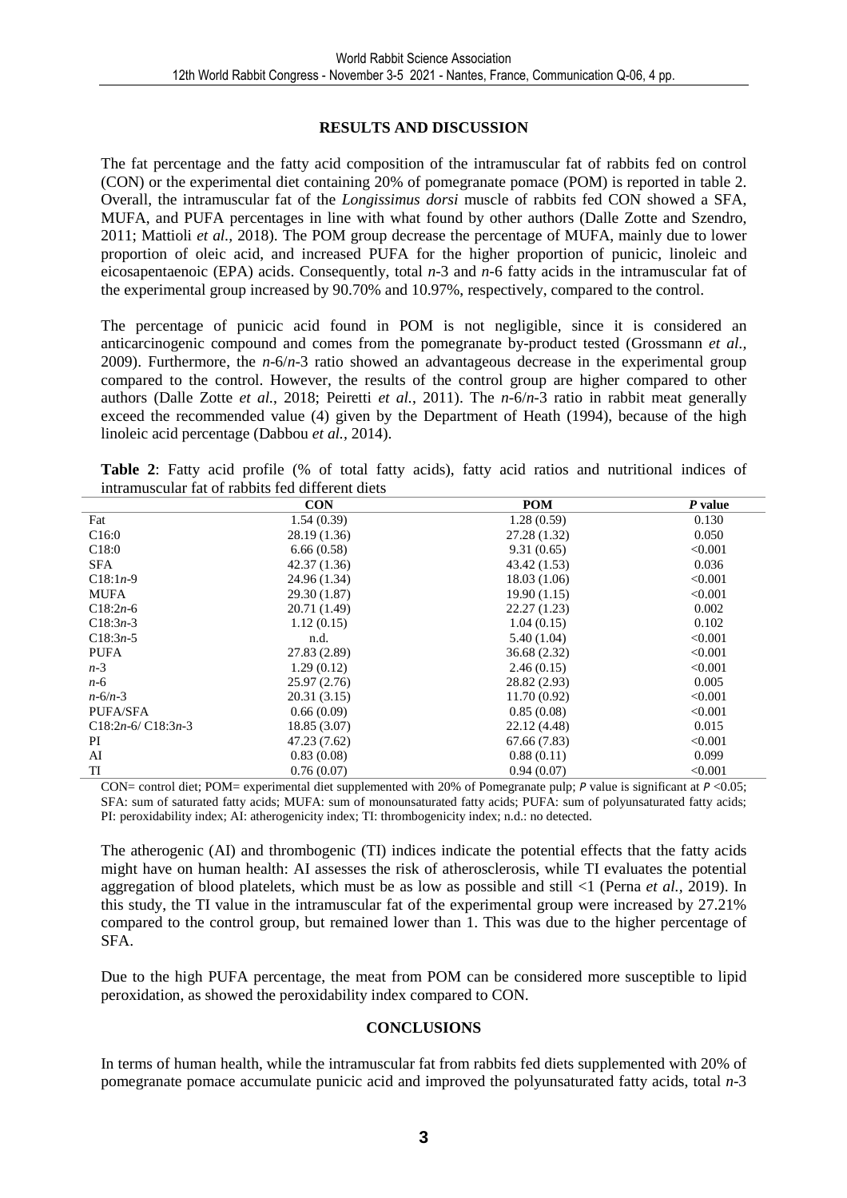## RESULTS AND DISCUSSION

The fat percentage and the fatty acid composition of the intramuscular fat of rabbits fed on control (CON) or the experimental diet containing 20% of pomegranate pomace (POM) is reported in table 2. Overall, the intramuscular fat of the *Longissimus dorsi* muscle of rabbits fed CON showed a SFA, MUFA, and PUFA percentages in line with what found by other authors (Dalle Zotte and Szendro, 2011; Mattioli *et al.,* 2018). The POM group decrease the percentage of MUFA, mainly due to lower proportion of oleic acid, and increased PUFA for the higher proportion of punicic, linoleic and eicosapentaenoic (EPA) acids. Consequently, total *n*-3 and *n*-6 fatty acids in the intramuscular fat of the experimental group increased by 90.70% and 10.97%, respectively, compared to the control.

The percentage of punicic acid found in POM is not negligible, since it is considered an anticarcinogenic compound and comes from the pomegranate by-product tested (Grossmann *et al.,* 2009). Furthermore, the *n*-6/*n*-3 ratio showed an advantageous decrease in the experimental group compared to the control. However, the results of the control group are higher compared to other authors (Dalle Zotte *et al.,* 2018; Peiretti *et al.,* 2011). The *n*-6/*n*-3 ratio in rabbit meat generally exceed the recommended value (4) given by the Department of Heath (1994), because of the high linoleic acid percentage (Dabbou *et al.,* 2014).

**Table 2**: Fatty acid profile (% of total fatty acids), fatty acid ratios and nutritional indices of intramuscular fat of rabbits fed different diets

| | CON | POM | *P* value |
|---|---|---|---|
| Fat | 1.54 (0.39) | 1.28 (0.59) | 0.130 |
| C16:0 | 28.19 (1.36) | 27.28 (1.32) | 0.050 |
| C18:0 | 6.66 (0.58) | 9.31 (0.65) | <0.001 |
| SFA | 42.37 (1.36) | 43.42 (1.53) | 0.036 |
| C18:1*n*-9 | 24.96 (1.34) | 18.03 (1.06) | <0.001 |
| MUFA | 29.30 (1.87) | 19.90 (1.15) | <0.001 |
| C18:2*n*-6 | 20.71 (1.49) | 22.27 (1.23) | 0.002 |
| C18:3*n*-3 | 1.12 (0.15) | 1.04 (0.15) | 0.102 |
| C18:3*n*-5 | n.d. | 5.40 (1.04) | <0.001 |
| PUFA | 27.83 (2.89) | 36.68 (2.32) | <0.001 |
| *n*-3 | 1.29 (0.12) | 2.46 (0.15) | <0.001 |
| *n*-6 | 25.97 (2.76) | 28.82 (2.93) | 0.005 |
| *n*-6/*n*-3 | 20.31 (3.15) | 11.70 (0.92) | <0.001 |
| PUFA/SFA | 0.66 (0.09) | 0.85 (0.08) | <0.001 |
| C18:2*n*-6/ C18:3*n*-3 | 18.85 (3.07) | 22.12 (4.48) | 0.015 |
| PI | 47.23 (7.62) | 67.66 (7.83) | <0.001 |
| AI | 0.83 (0.08) | 0.88 (0.11) | 0.099 |
| TI | 0.76 (0.07) | 0.94 (0.07) | <0.001 |

CON= control diet; POM= experimental diet supplemented with 20% of Pomegranate pulp; *P* value is significant at $P < 0.05$; SFA: sum of saturated fatty acids; MUFA: sum of monounsaturated fatty acids; PUFA: sum of polyunsaturated fatty acids; PI: peroxidability index; AI: atherogenicity index; TI: thrombogenicity index; n.d.: no detected.

The atherogenic (AI) and thrombogenic (TI) indices indicate the potential effects that the fatty acids might have on human health: AI assesses the risk of atherosclerosis, while TI evaluates the potential aggregation of blood platelets, which must be as low as possible and still <1 (Perna *et al.,* 2019). In this study, the TI value in the intramuscular fat of the experimental group were increased by 27.21% compared to the control group, but remained lower than 1. This was due to the higher percentage of SFA.

Due to the high PUFA percentage, the meat from POM can be considered more susceptible to lipid peroxidation, as showed the peroxidability index compared to CON.

## CONCLUSIONS

In terms of human health, while the intramuscular fat from rabbits fed diets supplemented with 20% of pomegranate pomace accumulate punicic acid and improved the polyunsaturated fatty acids, total *n*-3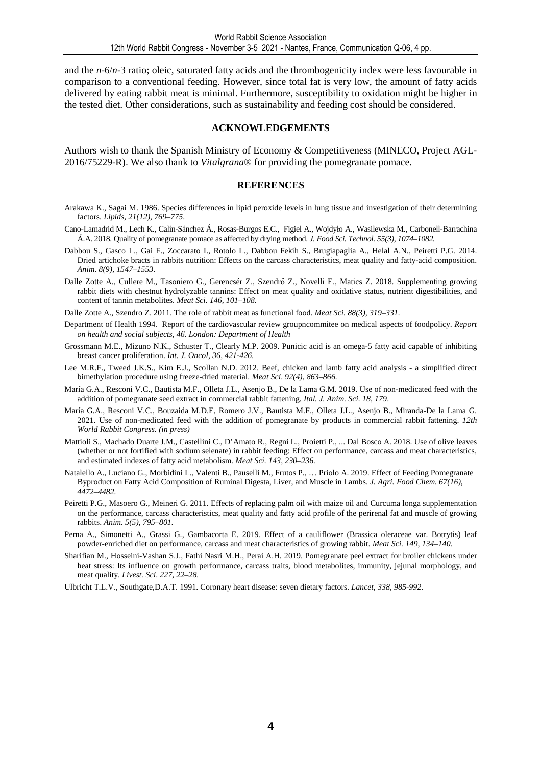and the *n*-6/*n*-3 ratio; oleic, saturated fatty acids and the thrombogenicity index were less favourable in comparison to a conventional feeding. However, since total fat is very low, the amount of fatty acids delivered by eating rabbit meat is minimal. Furthermore, susceptibility to oxidation might be higher in the tested diet. Other considerations, such as sustainability and feeding cost should be considered.

## ACKNOWLEDGEMENTS

Authors wish to thank the Spanish Ministry of Economy & Competitiveness (MINECO, Project AGL-2016/75229-R). We also thank to *Vitalgrana*® for providing the pomegranate pomace.

## REFERENCES

Arakawa K., Sagai M. 1986. Species differences in lipid peroxide levels in lung tissue and investigation of their determining factors. *Lipids, 21(12), 769–775*.

Cano-Lamadrid M., Lech K., Calín-Sánchez Á., Rosas-Burgos E.C., Figiel A., Wojdyło A., Wasilewska M., Carbonell-Barrachina Á.A. 2018. Quality of pomegranate pomace as affected by drying method. *J. Food Sci. Technol. 55(3), 1074–1082.*

Dabbou S., Gasco L., Gai F., Zoccarato I., Rotolo L., Dabbou Fekih S., Brugiapaglia A., Helal A.N., Peiretti P.G. 2014. Dried artichoke bracts in rabbits nutrition: Effects on the carcass characteristics, meat quality and fatty-acid composition. *Anim. 8(9), 1547–1553*.

Dalle Zotte A., Cullere M., Tasoniero G., Gerencsér Z., Szendrő Z., Novelli E., Matics Z. 2018. Supplementing growing rabbit diets with chestnut hydrolyzable tannins: Effect on meat quality and oxidative status, nutrient digestibilities, and content of tannin metabolites. *Meat Sci. 146, 101–108.*

Dalle Zotte A., Szendro Z. 2011. The role of rabbit meat as functional food. *Meat Sci. 88(3), 319–331*.

Department of Health 1994. Report of the cardiovascular review groupncommitee on medical aspects of foodpolicy. *Report on health and social subjects, 46. London: Department of Health*

Grossmann M.E., Mizuno N.K., Schuster T., Clearly M.P. 2009. Punicic acid is an omega-5 fatty acid capable of inhibiting breast cancer proliferation. *Int. J. Oncol, 36, 421-426.*

Lee M.R.F., Tweed J.K.S., Kim E.J., Scollan N.D. 2012. Beef, chicken and lamb fatty acid analysis - a simplified direct bimethylation procedure using freeze-dried material. *Meat Sci*. *92(4), 863–866.*

María G.A., Resconi V.C., Bautista M.F., Olleta J.L., Asenjo B., De la Lama G.M. 2019. Use of non-medicated feed with the addition of pomegranate seed extract in commercial rabbit fattening. *Ital. J. Anim. Sci. 18, 179*.

María G.A., Resconi V.C., Bouzaida M.D.E, Romero J.V., Bautista M.F., Olleta J.L., Asenjo B., Miranda-De la Lama G. 2021. Use of non-medicated feed with the addition of pomegranate by products in commercial rabbit fattening. *12th World Rabbit Congress. (in press)*

Mattioli S., Machado Duarte J.M., Castellini C., D'Amato R., Regni L., Proietti P., ... Dal Bosco A. 2018. Use of olive leaves (whether or not fortified with sodium selenate) in rabbit feeding: Effect on performance, carcass and meat characteristics, and estimated indexes of fatty acid metabolism. *Meat Sci. 143, 230–236.*

Natalello A., Luciano G., Morbidini L., Valenti B., Pauselli M., Frutos P., … Priolo A. 2019. Effect of Feeding Pomegranate Byproduct on Fatty Acid Composition of Ruminal Digesta, Liver, and Muscle in Lambs. *J. Agri. Food Chem. 67(16), 4472–4482.*

Peiretti P.G., Masoero G., Meineri G. 2011. Effects of replacing palm oil with maize oil and Curcuma longa supplementation on the performance, carcass characteristics, meat quality and fatty acid profile of the perirenal fat and muscle of growing rabbits. *Anim. 5(5), 795–801.*

Perna A., Simonetti A., Grassi G., Gambacorta E. 2019. Effect of a cauliflower (Brassica oleraceae var. Botrytis) leaf powder-enriched diet on performance, carcass and meat characteristics of growing rabbit. *Meat Sci. 149, 134–140.*

Sharifian M., Hosseini-Vashan S.J., Fathi Nasri M.H., Perai A.H. 2019. Pomegranate peel extract for broiler chickens under heat stress: Its influence on growth performance, carcass traits, blood metabolites, immunity, jejunal morphology, and meat quality. *Livest. Sci. 227, 22–28.*

Ulbricht T.L.V., Southgate,D.A.T. 1991. Coronary heart disease: seven dietary factors. *Lancet, 338, 985-992.*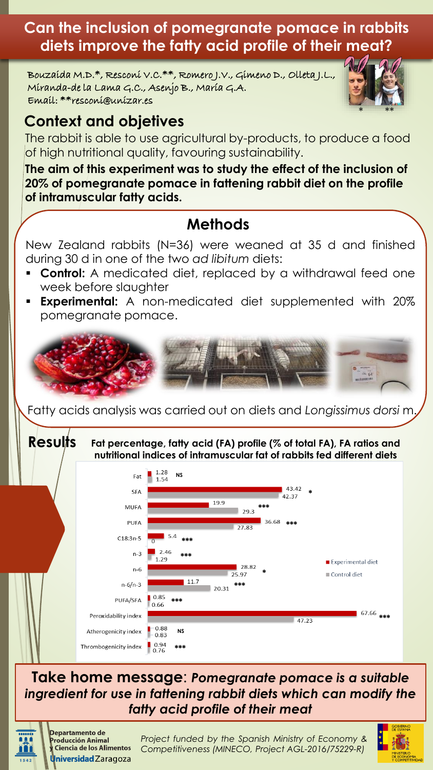# Can the inclusion of pomegranate pomace in rabbits diets improve the fatty acid profile of their meat?

Bouzaida M.D.*, Resconi V.C.**, Romero J.V., Gimeno D., Olleta J.L., Miranda-de la Lama G.C., Asenjo B., María G.A.

Email: **resconi@unizar.es

## Context and objetives

The rabbit is able to use agricultural by-products, to produce a food of high nutritional quality, favouring sustainability.

**The aim of this experiment was to study the effect of the inclusion of 20% of pomegranate pomace in fattening rabbit diet on the profile of intramuscular fatty acids.**

## Methods

New Zealand rabbits (N=36) were weaned at 35 d and finished during 30 d in one of the two *ad libitum* diets:

- **Control:** A medicated diet, replaced by a withdrawal feed one week before slaughter
- **Experimental:** A non-medicated diet supplemented with 20% pomegranate pomace.

Fatty acids analysis was carried out on diets and *Longissimus dorsi* m.

## Results

**Fat percentage, fatty acid (FA) profile (% of total FA), FA ratios and nutritional indices of intramuscular fat of rabbits fed different diets**

Experimental diet
Control diet

Fat 1.28 1.54 NS
SFA 43.42 42.37 *
MUFA 19.9 29.3 ***
PUFA 36.68 27.83 ***
C18:3n-5 5.4 0 ***
n-3 2.46 1.29 ***
n-6 28.82 25.97 *
n-6/n-3 11.7 20.31 ***
PUFA/SFA 0.85 0.66 ***
Peroxidability index 67.66 47.23 ***
Atherogenicity index 0.88 0.83 NS
Thrombogenicity index 0.94 0.76 ***

**Take home message**: ***Pomegranate pomace is a suitable ingredient for use in fattening rabbit diets which can modify the fatty acid profile of their meat***

Departamento de Producción Animal y Ciencia de los Alimentos
Universidad Zaragoza

*Project funded by the Spanish Ministry of Economy & Competitiveness (MINECO, Project AGL-2016/75229-R)*

GOBIERNO DE ESPAÑA
MINISTERIO DE ECONOMÍA Y COMPETITIVIDAD